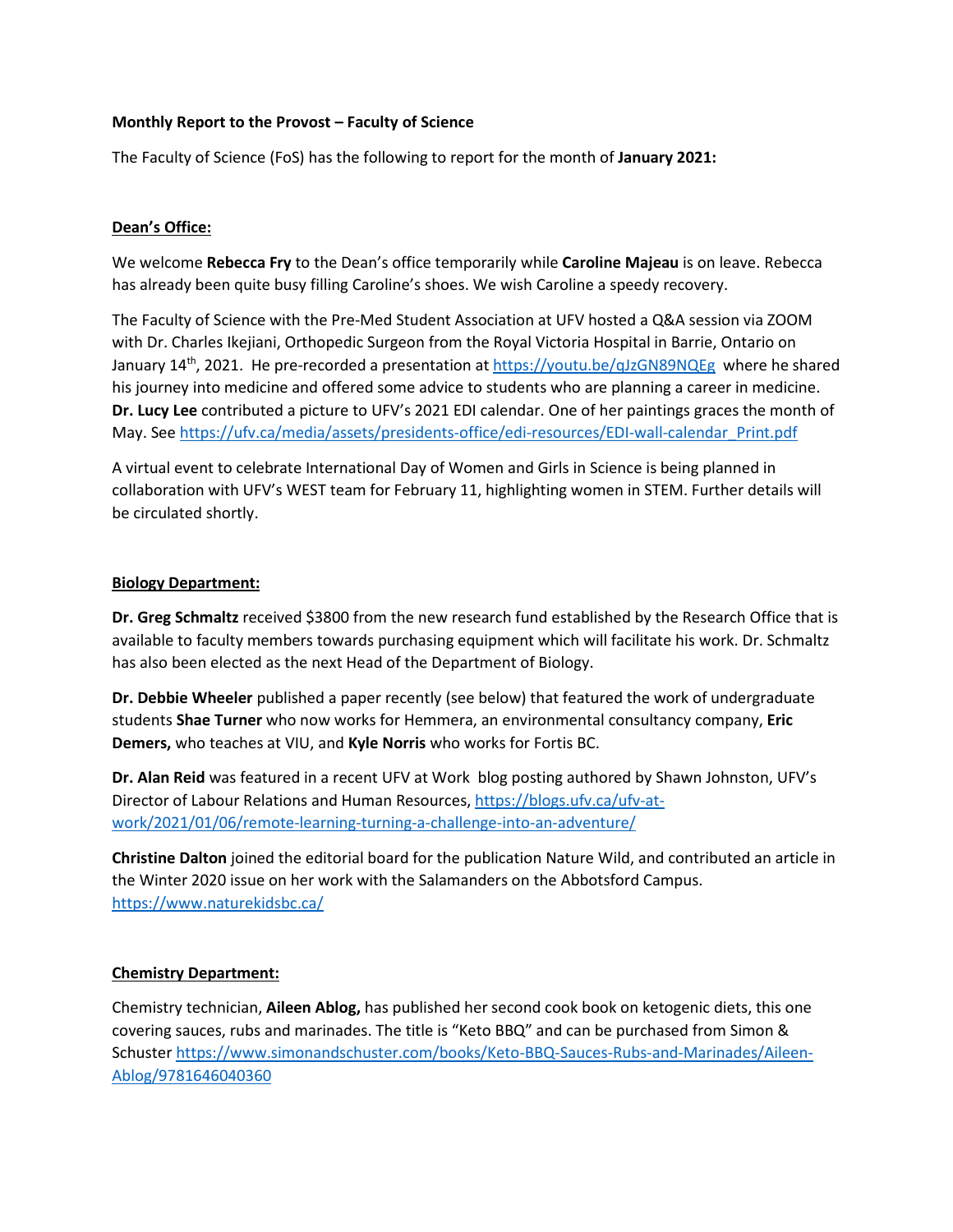**Monthly Report to the Provost – Faculty of Science**

The Faculty of Science (FoS) has the following to report for the month of **January 2021:**

**Dean's Office:**

We welcome **Rebecca Fry** to the Dean's office temporarily while **Caroline Majeau** is on leave. Rebecca has already been quite busy filling Caroline's shoes. We wish Caroline a speedy recovery.

The Faculty of Science with the Pre-Med Student Association at UFV hosted a Q&A session via ZOOM with Dr. Charles Ikejiani, Orthopedic Surgeon from the Royal Victoria Hospital in Barrie, Ontario on January 14th, 2021. He pre-recorded a presentation at https://youtu.be/qJzGN89NQEg where he shared his journey into medicine and offered some advice to students who are planning a career in medicine. **Dr. Lucy Lee** contributed a picture to UFV's 2021 EDI calendar. One of her paintings graces the month of May. See https://ufv.ca/media/assets/presidents-office/edi-resources/EDI-wall-calendar_Print.pdf

A virtual event to celebrate International Day of Women and Girls in Science is being planned in collaboration with UFV's WEST team for February 11, highlighting women in STEM. Further details will be circulated shortly.

**Biology Department:**

**Dr. Greg Schmaltz** received $3800 from the new research fund established by the Research Office that is available to faculty members towards purchasing equipment which will facilitate his work. Dr. Schmaltz has also been elected as the next Head of the Department of Biology.

**Dr. Debbie Wheeler** published a paper recently (see below) that featured the work of undergraduate students **Shae Turner** who now works for Hemmera, an environmental consultancy company, **Eric Demers,** who teaches at VIU, and **Kyle Norris** who works for Fortis BC.

**Dr. Alan Reid** was featured in a recent UFV at Work blog posting authored by Shawn Johnston, UFV's Director of Labour Relations and Human Resources, https://blogs.ufv.ca/ufv-at-work/2021/01/06/remote-learning-turning-a-challenge-into-an-adventure/

**Christine Dalton** joined the editorial board for the publication Nature Wild, and contributed an article in the Winter 2020 issue on her work with the Salamanders on the Abbotsford Campus. https://www.naturekidsbc.ca/

**Chemistry Department:**

Chemistry technician, **Aileen Ablog,** has published her second cook book on ketogenic diets, this one covering sauces, rubs and marinades. The title is "Keto BBQ" and can be purchased from Simon & Schuster https://www.simonandschuster.com/books/Keto-BBQ-Sauces-Rubs-and-Marinades/Aileen-Ablog/9781646040360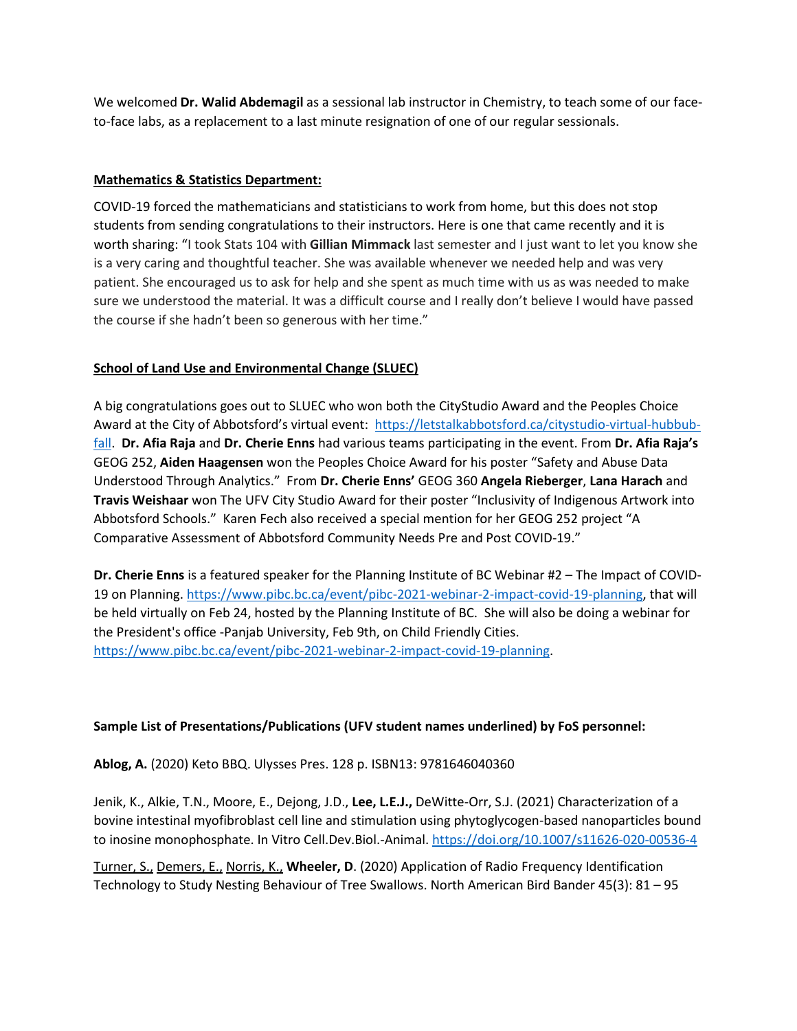We welcomed **Dr. Walid Abdemagil** as a sessional lab instructor in Chemistry, to teach some of our face-to-face labs, as a replacement to a last minute resignation of one of our regular sessionals.

**Mathematics & Statistics Department:**

COVID-19 forced the mathematicians and statisticians to work from home, but this does not stop students from sending congratulations to their instructors. Here is one that came recently and it is worth sharing: "I took Stats 104 with **Gillian Mimmack** last semester and I just want to let you know she is a very caring and thoughtful teacher. She was available whenever we needed help and was very patient. She encouraged us to ask for help and she spent as much time with us as was needed to make sure we understood the material. It was a difficult course and I really don't believe I would have passed the course if she hadn't been so generous with her time."

**School of Land Use and Environmental Change (SLUEC)**

A big congratulations goes out to SLUEC who won both the CityStudio Award and the Peoples Choice Award at the City of Abbotsford's virtual event: https://letstalkabbotsford.ca/citystudio-virtual-hubbub-fall. **Dr. Afia Raja** and **Dr. Cherie Enns** had various teams participating in the event. From **Dr. Afia Raja's** GEOG 252, **Aiden Haagensen** won the Peoples Choice Award for his poster "Safety and Abuse Data Understood Through Analytics." From **Dr. Cherie Enns'** GEOG 360 **Angela Rieberger**, **Lana Harach** and **Travis Weishaar** won The UFV City Studio Award for their poster "Inclusivity of Indigenous Artwork into Abbotsford Schools." Karen Fech also received a special mention for her GEOG 252 project "A Comparative Assessment of Abbotsford Community Needs Pre and Post COVID-19."

**Dr. Cherie Enns** is a featured speaker for the Planning Institute of BC Webinar #2 – The Impact of COVID-19 on Planning. https://www.pibc.bc.ca/event/pibc-2021-webinar-2-impact-covid-19-planning, that will be held virtually on Feb 24, hosted by the Planning Institute of BC. She will also be doing a webinar for the President's office -Panjab University, Feb 9th, on Child Friendly Cities. https://www.pibc.bc.ca/event/pibc-2021-webinar-2-impact-covid-19-planning.

**Sample List of Presentations/Publications (UFV student names underlined) by FoS personnel:**

**Ablog, A.** (2020) Keto BBQ. Ulysses Pres. 128 p. ISBN13: 9781646040360

Jenik, K., Alkie, T.N., Moore, E., Dejong, J.D., **Lee, L.E.J.,** DeWitte-Orr, S.J. (2021) Characterization of a bovine intestinal myofibroblast cell line and stimulation using phytoglycogen-based nanoparticles bound to inosine monophosphate. In Vitro Cell.Dev.Biol.-Animal. https://doi.org/10.1007/s11626-020-00536-4

<u>Turner, S.,</u> <u>Demers, E.,</u> <u>Norris, K.,</u> **Wheeler, D**. (2020) Application of Radio Frequency Identification Technology to Study Nesting Behaviour of Tree Swallows. North American Bird Bander 45(3): 81 – 95